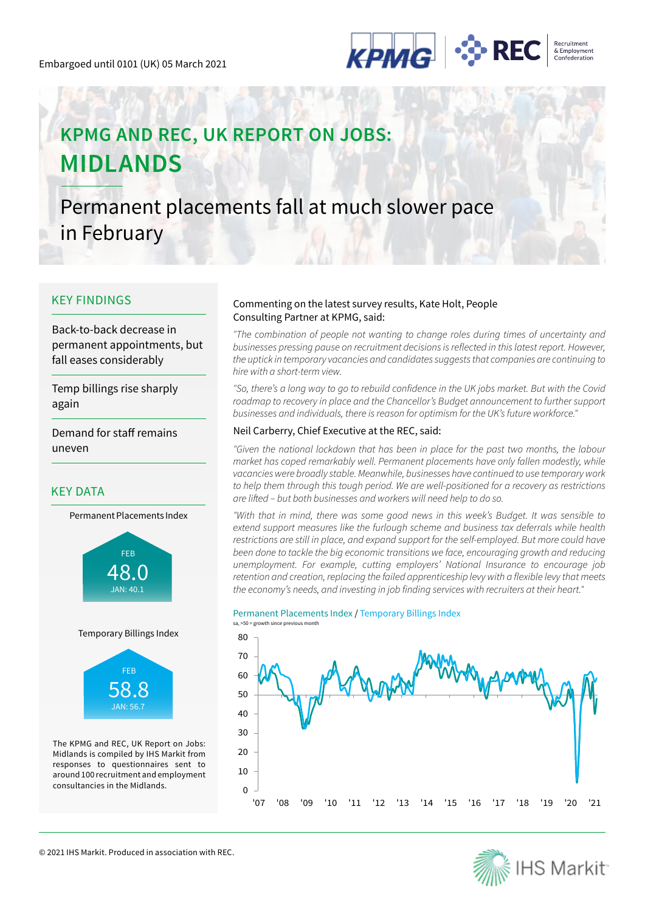Embargoed until 0101 (UK) 05 March 2021

# KPMG AND REC, UK REPORT ON JOBS: MIDLANDS

## Permanent placements fall at much slower pace in February

### KEY FINDINGS

Back-to-back decrease in permanent appointments, but fall eases considerably

Temp billings rise sharply again

Demand for staff remains uneven

### KEY DATA

Permanent Placements Index

FEB 48.0
JAN: 40.1

Temporary Billings Index

FEB 58.8
JAN: 56.7

The KPMG and REC, UK Report on Jobs: Midlands is compiled by IHS Markit from responses to questionnaires sent to around 100 recruitment and employment consultancies in the Midlands.

Commenting on the latest survey results, Kate Holt, People Consulting Partner at KPMG, said:

*"The combination of people not wanting to change roles during times of uncertainty and businesses pressing pause on recruitment decisions is reflected in this latest report. However, the uptick in temporary vacancies and candidates suggests that companies are continuing to hire with a short-term view.*

*"So, there's a long way to go to rebuild confidence in the UK jobs market. But with the Covid roadmap to recovery in place and the Chancellor's Budget announcement to further support businesses and individuals, there is reason for optimism for the UK's future workforce."*

Neil Carberry, Chief Executive at the REC, said:

*"Given the national lockdown that has been in place for the past two months, the labour market has coped remarkably well. Permanent placements have only fallen modestly, while vacancies were broadly stable. Meanwhile, businesses have continued to use temporary work to help them through this tough period. We are well-positioned for a recovery as restrictions are lifted – but both businesses and workers will need help to do so.*

*"With that in mind, there was some good news in this week's Budget. It was sensible to extend support measures like the furlough scheme and business tax deferrals while health restrictions are still in place, and expand support for the self-employed. But more could have been done to tackle the big economic transitions we face, encouraging growth and reducing unemployment. For example, cutting employers' National Insurance to encourage job retention and creation, replacing the failed apprenticeship levy with a flexible levy that meets the economy's needs, and investing in job finding services with recruiters at their heart."*

Permanent Placements Index / Temporary Billings Index

sa, >50 = growth since previous month

© 2021 IHS Markit. Produced in association with REC.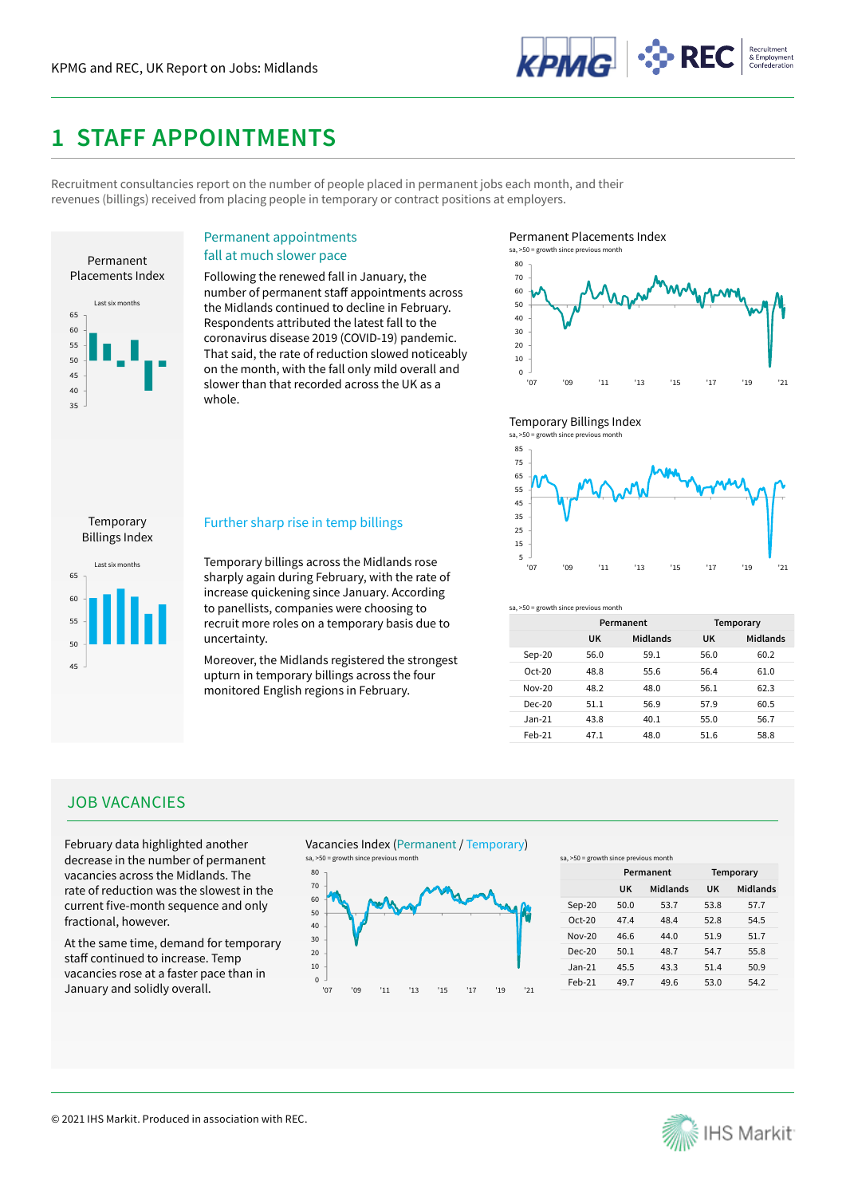# 1 STAFF APPOINTMENTS

Recruitment consultancies report on the number of people placed in permanent jobs each month, and their revenues (billings) received from placing people in temporary or contract positions at employers.

### Permanent appointments fall at much slower pace

Following the renewed fall in January, the number of permanent staff appointments across the Midlands continued to decline in February. Respondents attributed the latest fall to the coronavirus disease 2019 (COVID-19) pandemic. That said, the rate of reduction slowed noticeably on the month, with the fall only mild overall and slower than that recorded across the UK as a whole.

### Further sharp rise in temp billings

Temporary billings across the Midlands rose sharply again during February, with the rate of increase quickening since January. According to panellists, companies were choosing to recruit more roles on a temporary basis due to uncertainty.

Moreover, the Midlands registered the strongest upturn in temporary billings across the four monitored English regions in February.

sa, >50 = growth since previous month

| | Permanent | | Temporary | |
|---|---|---|---|---|
| | UK | Midlands | UK | Midlands |
| Sep-20 | 56.0 | 59.1 | 56.0 | 60.2 |
| Oct-20 | 48.8 | 55.6 | 56.4 | 61.0 |
| Nov-20 | 48.2 | 48.0 | 56.1 | 62.3 |
| Dec-20 | 51.1 | 56.9 | 57.9 | 60.5 |
| Jan-21 | 43.8 | 40.1 | 55.0 | 56.7 |
| Feb-21 | 47.1 | 48.0 | 51.6 | 58.8 |

## JOB VACANCIES

February data highlighted another decrease in the number of permanent vacancies across the Midlands. The rate of reduction was the slowest in the current five-month sequence and only fractional, however.

At the same time, demand for temporary staff continued to increase. Temp vacancies rose at a faster pace than in January and solidly overall.

sa, >50 = growth since previous month

| | Permanent | | Temporary | |
|---|---|---|---|---|
| | UK | Midlands | UK | Midlands |
| Sep-20 | 50.0 | 53.7 | 53.8 | 57.7 |
| Oct-20 | 47.4 | 48.4 | 52.8 | 54.5 |
| Nov-20 | 46.6 | 44.0 | 51.9 | 51.7 |
| Dec-20 | 50.1 | 48.7 | 54.7 | 55.8 |
| Jan-21 | 45.5 | 43.3 | 51.4 | 50.9 |
| Feb-21 | 49.7 | 49.6 | 53.0 | 54.2 |

© 2021 IHS Markit. Produced in association with REC.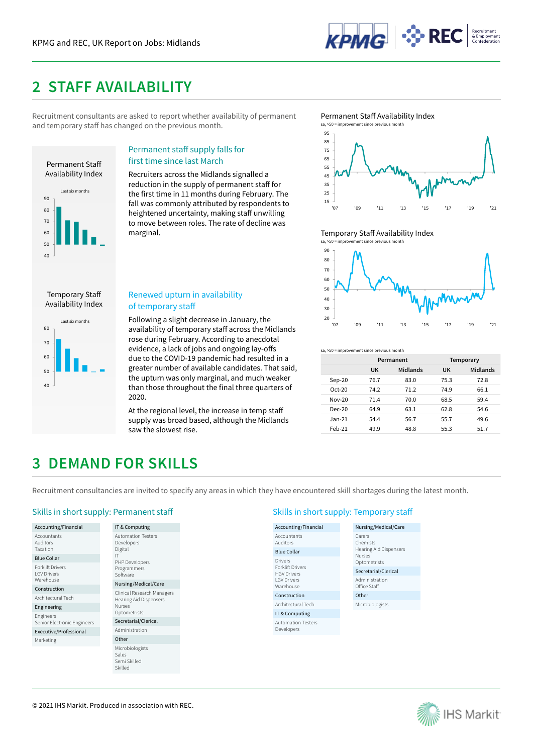## 2 STAFF AVAILABILITY

Recruitment consultants are asked to report whether availability of permanent and temporary staff has changed on the previous month.

### Permanent staff supply falls for first time since last March

Recruiters across the Midlands signalled a reduction in the supply of permanent staff for the first time in 11 months during February. The fall was commonly attributed by respondents to heightened uncertainty, making staff unwilling to move between roles. The rate of decline was marginal.

### Renewed upturn in availability of temporary staff

Following a slight decrease in January, the availability of temporary staff across the Midlands rose during February. According to anecdotal evidence, a lack of jobs and ongoing lay-offs due to the COVID-19 pandemic had resulted in a greater number of available candidates. That said, the upturn was only marginal, and much weaker than those throughout the final three quarters of 2020.

At the regional level, the increase in temp staff supply was broad based, although the Midlands saw the slowest rise.

sa, >50 = improvement since previous month

| | Permanent | | Temporary | |
|---|---|---|---|---|
| | UK | Midlands | UK | Midlands |
| Sep-20 | 76.7 | 83.0 | 75.3 | 72.8 |
| Oct-20 | 74.2 | 71.2 | 74.9 | 66.1 |
| Nov-20 | 71.4 | 70.0 | 68.5 | 59.4 |
| Dec-20 | 64.9 | 63.1 | 62.8 | 54.6 |
| Jan-21 | 54.4 | 56.7 | 55.7 | 49.6 |
| Feb-21 | 49.9 | 48.8 | 55.3 | 51.7 |

## 3 DEMAND FOR SKILLS

Recruitment consultancies are invited to specify any areas in which they have encountered skill shortages during the latest month.

### Skills in short supply: Permanent staff

**Accounting/Financial**
- Accountants
- Auditors
- Taxation

**Blue Collar**
- Forklift Drivers
- LGV Drivers
- Warehouse

**Construction**
- Architectural Tech

**Engineering**
- Engineers
- Senior Electronic Engineers

**Executive/Professional**
- Marketing

**IT & Computing**
- Automation Testers
- Developers
- Digital
- IT
- PHP Developers
- Programmers
- Software

**Nursing/Medical/Care**
- Clinical Research Managers
- Hearing Aid Dispensers
- Nurses
- Optometrists

**Secretarial/Clerical**
- Administration

**Other**
- Microbiologists
- Sales
- Semi Skilled
- Skilled

### Skills in short supply: Temporary staff

**Accounting/Financial**
- Accountants
- Auditors

**Blue Collar**
- Drivers
- Forklift Drivers
- HGV Drivers
- LGV Drivers
- Warehouse

**Construction**
- Architectural Tech

**IT & Computing**
- Automation Testers
- Developers

**Nursing/Medical/Care**
- Carers
- Chemists
- Hearing Aid Dispensers
- Nurses
- Optometrists

**Secretarial/Clerical**
- Administration
- Office Staff

**Other**
- Microbiologists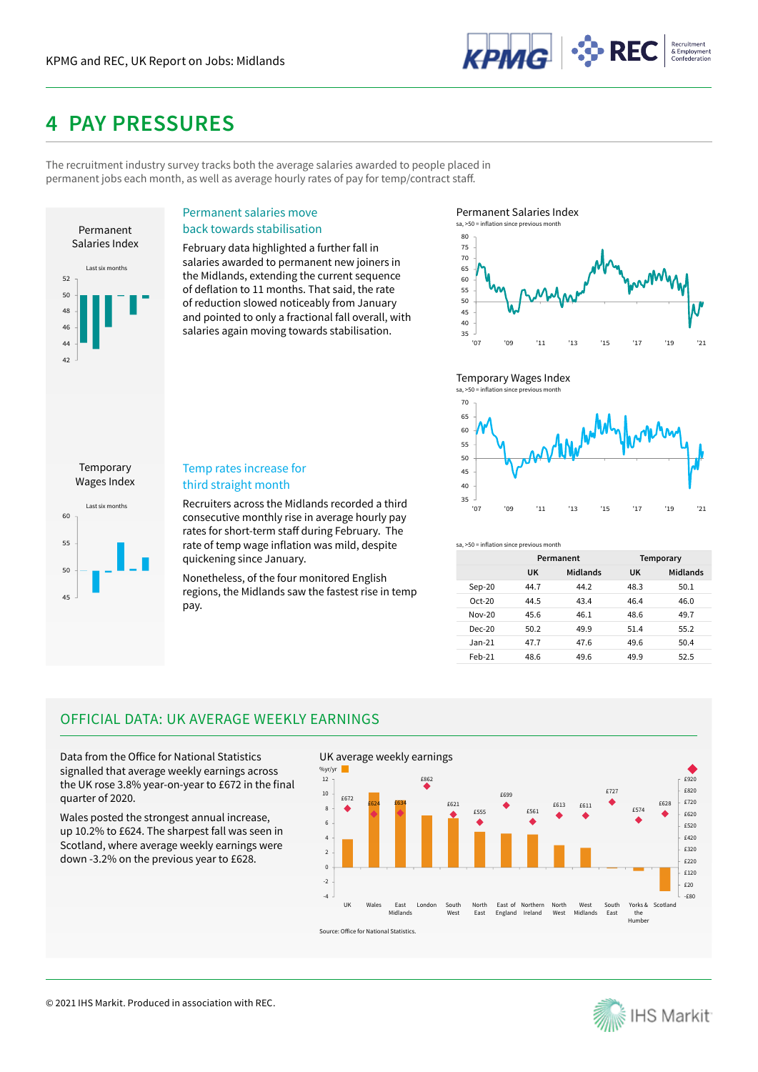# 4 PAY PRESSURES

The recruitment industry survey tracks both the average salaries awarded to people placed in permanent jobs each month, as well as average hourly rates of pay for temp/contract staff.

Permanent Salaries Index

Last six months

## Permanent salaries move back towards stabilisation

February data highlighted a further fall in salaries awarded to permanent new joiners in the Midlands, extending the current sequence of deflation to 11 months. That said, the rate of reduction slowed noticeably from January and pointed to only a fractional fall overall, with salaries again moving towards stabilisation.

Permanent Salaries Index

sa, >50 = inflation since previous month

Temporary Wages Index

sa, >50 = inflation since previous month

Temporary Wages Index

Last six months

## Temp rates increase for third straight month

Recruiters across the Midlands recorded a third consecutive monthly rise in average hourly pay rates for short-term staff during February. The rate of temp wage inflation was mild, despite quickening since January.

Nonetheless, of the four monitored English regions, the Midlands saw the fastest rise in temp pay.

sa, >50 = inflation since previous month

| | Permanent | | Temporary | |
|---|---|---|---|---|
| | UK | Midlands | UK | Midlands |
| Sep-20 | 44.7 | 44.2 | 48.3 | 50.1 |
| Oct-20 | 44.5 | 43.4 | 46.4 | 46.0 |
| Nov-20 | 45.6 | 46.1 | 48.6 | 49.7 |
| Dec-20 | 50.2 | 49.9 | 51.4 | 55.2 |
| Jan-21 | 47.7 | 47.6 | 49.6 | 50.4 |
| Feb-21 | 48.6 | 49.6 | 49.9 | 52.5 |

## OFFICIAL DATA: UK AVERAGE WEEKLY EARNINGS

Data from the Office for National Statistics signalled that average weekly earnings across the UK rose 3.8% year-on-year to £672 in the final quarter of 2020.

Wales posted the strongest annual increase, up 10.2% to £624. The sharpest fall was seen in Scotland, where average weekly earnings were down -3.2% on the previous year to £628.

UK average weekly earnings

Source: Office for National Statistics.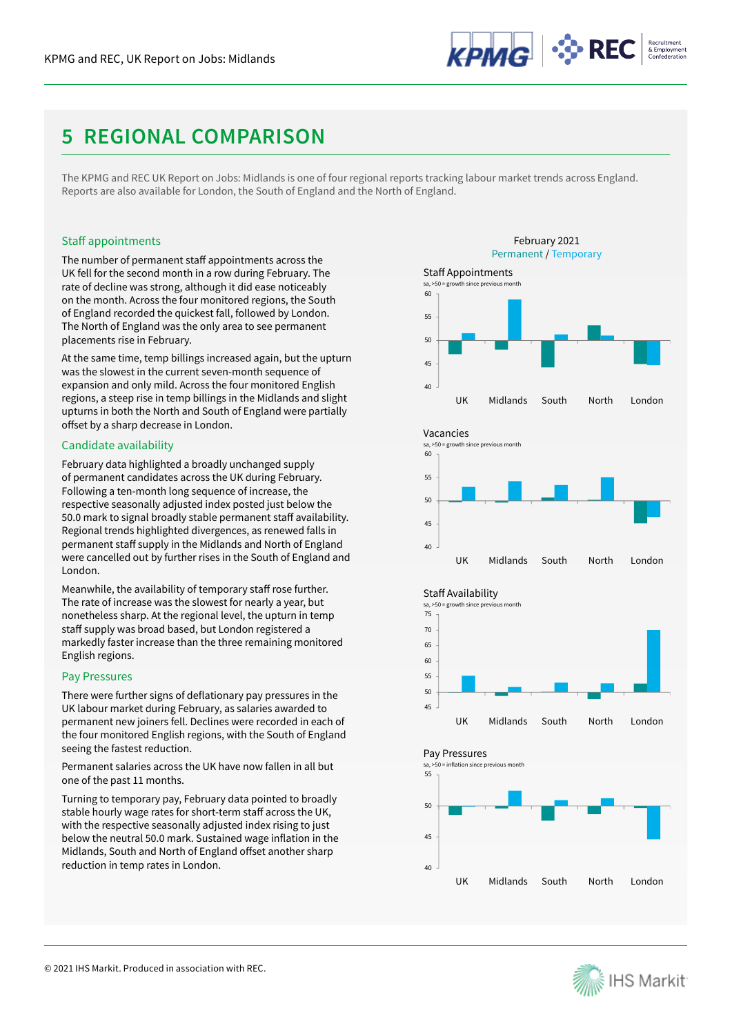# 5 REGIONAL COMPARISON

The KPMG and REC UK Report on Jobs: Midlands is one of four regional reports tracking labour market trends across England. Reports are also available for London, the South of England and the North of England.

### Staff appointments

The number of permanent staff appointments across the UK fell for the second month in a row during February. The rate of decline was strong, although it did ease noticeably on the month. Across the four monitored regions, the South of England recorded the quickest fall, followed by London. The North of England was the only area to see permanent placements rise in February.

At the same time, temp billings increased again, but the upturn was the slowest in the current seven-month sequence of expansion and only mild. Across the four monitored English regions, a steep rise in temp billings in the Midlands and slight upturns in both the North and South of England were partially offset by a sharp decrease in London.

### Candidate availability

February data highlighted a broadly unchanged supply of permanent candidates across the UK during February. Following a ten-month long sequence of increase, the respective seasonally adjusted index posted just below the 50.0 mark to signal broadly stable permanent staff availability. Regional trends highlighted divergences, as renewed falls in permanent staff supply in the Midlands and North of England were cancelled out by further rises in the South of England and London.

Meanwhile, the availability of temporary staff rose further. The rate of increase was the slowest for nearly a year, but nonetheless sharp. At the regional level, the upturn in temp staff supply was broad based, but London registered a markedly faster increase than the three remaining monitored English regions.

### Pay Pressures

There were further signs of deflationary pay pressures in the UK labour market during February, as salaries awarded to permanent new joiners fell. Declines were recorded in each of the four monitored English regions, with the South of England seeing the fastest reduction.

Permanent salaries across the UK have now fallen in all but one of the past 11 months.

Turning to temporary pay, February data pointed to broadly stable hourly wage rates for short-term staff across the UK, with the respective seasonally adjusted index rising to just below the neutral 50.0 mark. Sustained wage inflation in the Midlands, South and North of England offset another sharp reduction in temp rates in London.

February 2021
Permanent / Temporary

Staff Appointments
sa, >50 = growth since previous month

Vacancies
sa, >50 = growth since previous month

Staff Availability
sa, >50 = growth since previous month

Pay Pressures
sa, >50 = inflation since previous month

© 2021 IHS Markit. Produced in association with REC.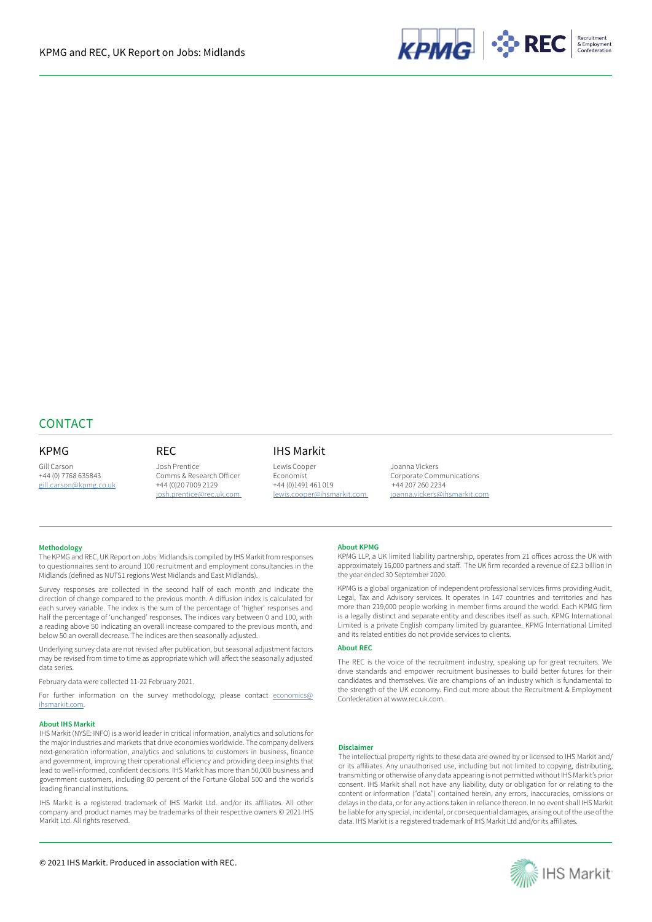## CONTACT

### KPMG

Gill Carson
+44 (0) 7768 635843
gill.carson@kpmg.co.uk

### REC

Josh Prentice
Comms & Research Officer
+44 (0)20 7009 2129
josh.prentice@rec.uk.com

### IHS Markit

Lewis Cooper
Economist
+44 (0)1491 461 019
lewis.cooper@ihsmarkit.com

Joanna Vickers
Corporate Communications
+44 207 260 2234
joanna.vickers@ihsmarkit.com

**Methodology**

The KPMG and REC, UK Report on Jobs: Midlands is compiled by IHS Markit from responses to questionnaires sent to around 100 recruitment and employment consultancies in the Midlands (defined as NUTS1 regions West Midlands and East Midlands).

Survey responses are collected in the second half of each month and indicate the direction of change compared to the previous month. A diffusion index is calculated for each survey variable. The index is the sum of the percentage of 'higher' responses and half the percentage of 'unchanged' responses. The indices vary between 0 and 100, with a reading above 50 indicating an overall increase compared to the previous month, and below 50 an overall decrease. The indices are then seasonally adjusted.

Underlying survey data are not revised after publication, but seasonal adjustment factors may be revised from time to time as appropriate which will affect the seasonally adjusted data series.

February data were collected 11-22 February 2021.

For further information on the survey methodology, please contact economics@ihsmarkit.com.

**About IHS Markit**

IHS Markit (NYSE: INFO) is a world leader in critical information, analytics and solutions for the major industries and markets that drive economies worldwide. The company delivers next-generation information, analytics and solutions to customers in business, finance and government, improving their operational efficiency and providing deep insights that lead to well-informed, confident decisions. IHS Markit has more than 50,000 business and government customers, including 80 percent of the Fortune Global 500 and the world's leading financial institutions.

IHS Markit is a registered trademark of IHS Markit Ltd. and/or its affiliates. All other company and product names may be trademarks of their respective owners © 2021 IHS Markit Ltd. All rights reserved.

**About KPMG**

KPMG LLP, a UK limited liability partnership, operates from 21 offices across the UK with approximately 16,000 partners and staff. The UK firm recorded a revenue of £2.3 billion in the year ended 30 September 2020.

KPMG is a global organization of independent professional services firms providing Audit, Legal, Tax and Advisory services. It operates in 147 countries and territories and has more than 219,000 people working in member firms around the world. Each KPMG firm is a legally distinct and separate entity and describes itself as such. KPMG International Limited is a private English company limited by guarantee. KPMG International Limited and its related entities do not provide services to clients.

**About REC**

The REC is the voice of the recruitment industry, speaking up for great recruiters. We drive standards and empower recruitment businesses to build better futures for their candidates and themselves. We are champions of an industry which is fundamental to the strength of the UK economy. Find out more about the Recruitment & Employment Confederation at www.rec.uk.com.

**Disclaimer**

The intellectual property rights to these data are owned by or licensed to IHS Markit and/or its affiliates. Any unauthorised use, including but not limited to copying, distributing, transmitting or otherwise of any data appearing is not permitted without IHS Markit's prior consent. IHS Markit shall not have any liability, duty or obligation for or relating to the content or information ("data") contained herein, any errors, inaccuracies, omissions or delays in the data, or for any actions taken in reliance thereon. In no event shall IHS Markit be liable for any special, incidental, or consequential damages, arising out of the use of the data. IHS Markit is a registered trademark of IHS Markit Ltd and/or its affiliates.

© 2021 IHS Markit. Produced in association with REC.